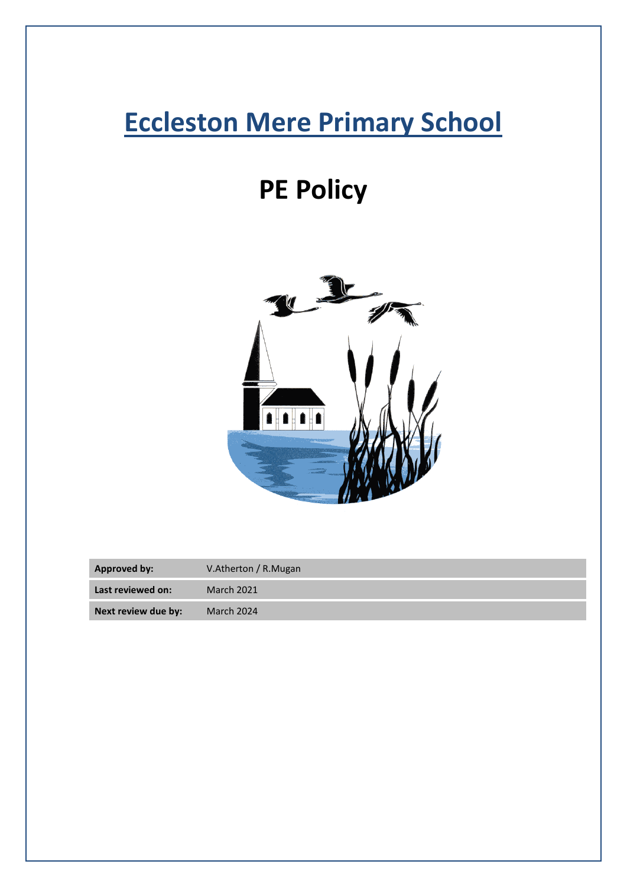# Eccleston Mere Primary School

# PE Policy

| Approved by: | V.Atherton / R.Mugan |
|---|---|
| Last reviewed on: | March 2021 |
| Next review due by: | March 2024 |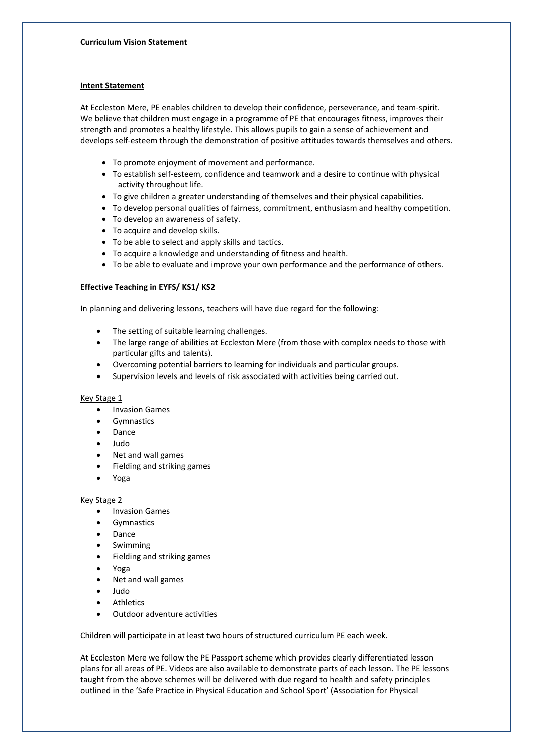**Curriculum Vision Statement**

**Intent Statement**

At Eccleston Mere, PE enables children to develop their confidence, perseverance, and team-spirit. We believe that children must engage in a programme of PE that encourages fitness, improves their strength and promotes a healthy lifestyle. This allows pupils to gain a sense of achievement and develops self-esteem through the demonstration of positive attitudes towards themselves and others.

- To promote enjoyment of movement and performance.
- To establish self-esteem, confidence and teamwork and a desire to continue with physical activity throughout life.
- To give children a greater understanding of themselves and their physical capabilities.
- To develop personal qualities of fairness, commitment, enthusiasm and healthy competition.
- To develop an awareness of safety.
- To acquire and develop skills.
- To be able to select and apply skills and tactics.
- To acquire a knowledge and understanding of fitness and health.
- To be able to evaluate and improve your own performance and the performance of others.

**Effective Teaching in EYFS/ KS1/ KS2**

In planning and delivering lessons, teachers will have due regard for the following:

- The setting of suitable learning challenges.
- The large range of abilities at Eccleston Mere (from those with complex needs to those with particular gifts and talents).
- Overcoming potential barriers to learning for individuals and particular groups.
- Supervision levels and levels of risk associated with activities being carried out.

Key Stage 1

- Invasion Games
- Gymnastics
- Dance
- Judo
- Net and wall games
- Fielding and striking games
- Yoga

Key Stage 2

- Invasion Games
- Gymnastics
- Dance
- Swimming
- Fielding and striking games
- Yoga
- Net and wall games
- Judo
- Athletics
- Outdoor adventure activities

Children will participate in at least two hours of structured curriculum PE each week.

At Eccleston Mere we follow the PE Passport scheme which provides clearly differentiated lesson plans for all areas of PE. Videos are also available to demonstrate parts of each lesson. The PE lessons taught from the above schemes will be delivered with due regard to health and safety principles outlined in the 'Safe Practice in Physical Education and School Sport' (Association for Physical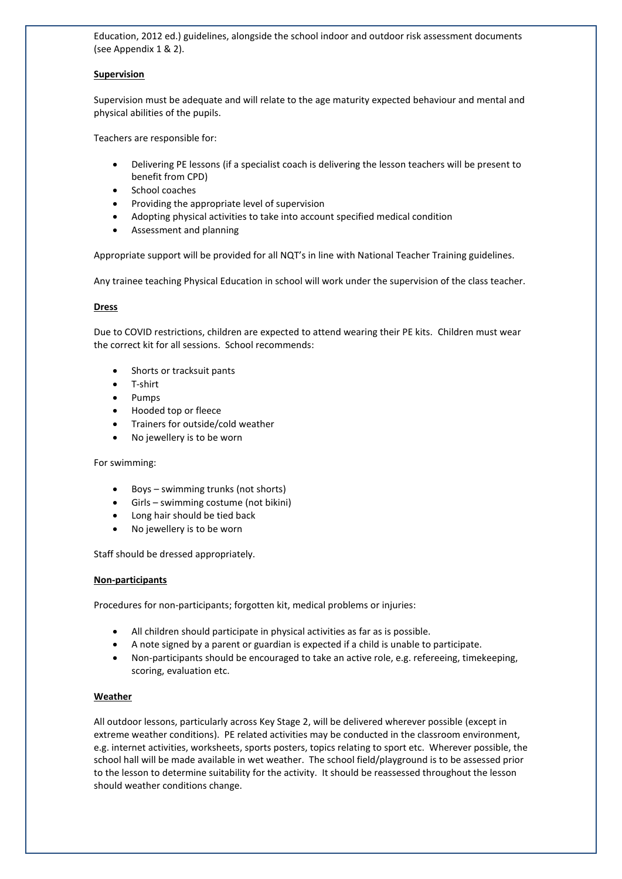Education, 2012 ed.) guidelines, alongside the school indoor and outdoor risk assessment documents (see Appendix 1 & 2).

**Supervision**

Supervision must be adequate and will relate to the age maturity expected behaviour and mental and physical abilities of the pupils.

Teachers are responsible for:

- Delivering PE lessons (if a specialist coach is delivering the lesson teachers will be present to benefit from CPD)
- School coaches
- Providing the appropriate level of supervision
- Adopting physical activities to take into account specified medical condition
- Assessment and planning

Appropriate support will be provided for all NQT's in line with National Teacher Training guidelines.

Any trainee teaching Physical Education in school will work under the supervision of the class teacher.

**Dress**

Due to COVID restrictions, children are expected to attend wearing their PE kits. Children must wear the correct kit for all sessions. School recommends:

- Shorts or tracksuit pants
- T-shirt
- Pumps
- Hooded top or fleece
- Trainers for outside/cold weather
- No jewellery is to be worn

For swimming:

- Boys – swimming trunks (not shorts)
- Girls – swimming costume (not bikini)
- Long hair should be tied back
- No jewellery is to be worn

Staff should be dressed appropriately.

**Non-participants**

Procedures for non-participants; forgotten kit, medical problems or injuries:

- All children should participate in physical activities as far as is possible.
- A note signed by a parent or guardian is expected if a child is unable to participate.
- Non-participants should be encouraged to take an active role, e.g. refereeing, timekeeping, scoring, evaluation etc.

**Weather**

All outdoor lessons, particularly across Key Stage 2, will be delivered wherever possible (except in extreme weather conditions). PE related activities may be conducted in the classroom environment, e.g. internet activities, worksheets, sports posters, topics relating to sport etc. Wherever possible, the school hall will be made available in wet weather. The school field/playground is to be assessed prior to the lesson to determine suitability for the activity. It should be reassessed throughout the lesson should weather conditions change.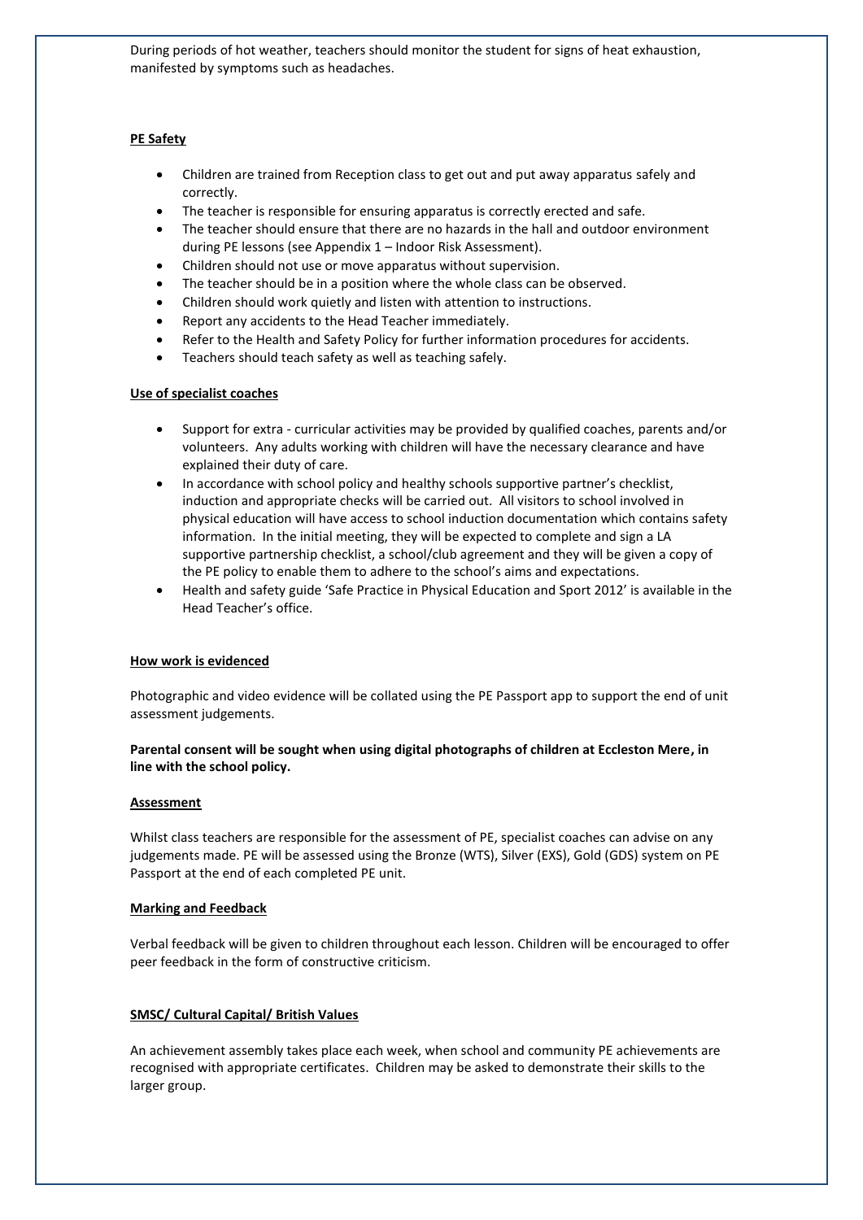During periods of hot weather, teachers should monitor the student for signs of heat exhaustion, manifested by symptoms such as headaches.

## PE Safety

- Children are trained from Reception class to get out and put away apparatus safely and correctly.
- The teacher is responsible for ensuring apparatus is correctly erected and safe.
- The teacher should ensure that there are no hazards in the hall and outdoor environment during PE lessons (see Appendix 1 – Indoor Risk Assessment).
- Children should not use or move apparatus without supervision.
- The teacher should be in a position where the whole class can be observed.
- Children should work quietly and listen with attention to instructions.
- Report any accidents to the Head Teacher immediately.
- Refer to the Health and Safety Policy for further information procedures for accidents.
- Teachers should teach safety as well as teaching safely.

## Use of specialist coaches

- Support for extra - curricular activities may be provided by qualified coaches, parents and/or volunteers. Any adults working with children will have the necessary clearance and have explained their duty of care.
- In accordance with school policy and healthy schools supportive partner's checklist, induction and appropriate checks will be carried out. All visitors to school involved in physical education will have access to school induction documentation which contains safety information. In the initial meeting, they will be expected to complete and sign a LA supportive partnership checklist, a school/club agreement and they will be given a copy of the PE policy to enable them to adhere to the school's aims and expectations.
- Health and safety guide 'Safe Practice in Physical Education and Sport 2012' is available in the Head Teacher's office.

## How work is evidenced

Photographic and video evidence will be collated using the PE Passport app to support the end of unit assessment judgements.

**Parental consent will be sought when using digital photographs of children at Eccleston Mere, in line with the school policy.**

## Assessment

Whilst class teachers are responsible for the assessment of PE, specialist coaches can advise on any judgements made. PE will be assessed using the Bronze (WTS), Silver (EXS), Gold (GDS) system on PE Passport at the end of each completed PE unit.

## Marking and Feedback

Verbal feedback will be given to children throughout each lesson. Children will be encouraged to offer peer feedback in the form of constructive criticism.

## SMSC/ Cultural Capital/ British Values

An achievement assembly takes place each week, when school and community PE achievements are recognised with appropriate certificates. Children may be asked to demonstrate their skills to the larger group.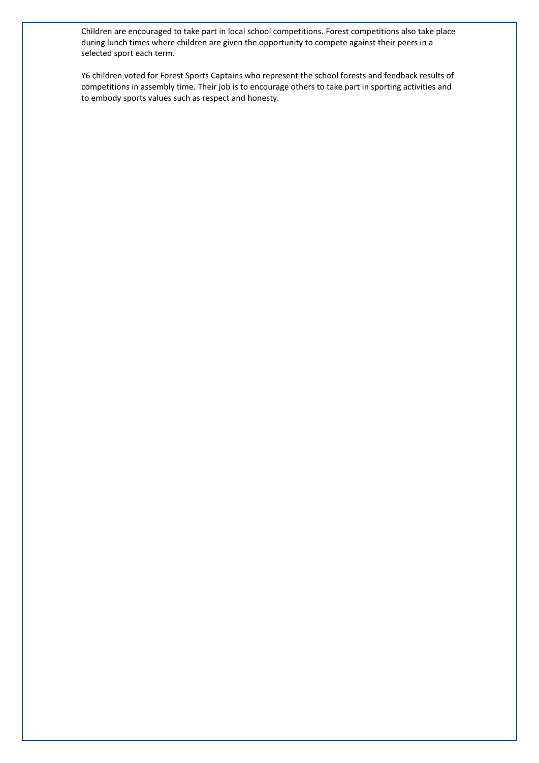Children are encouraged to take part in local school competitions. Forest competitions also take place during lunch times where children are given the opportunity to compete against their peers in a selected sport each term.

Y6 children voted for Forest Sports Captains who represent the school forests and feedback results of competitions in assembly time. Their job is to encourage others to take part in sporting activities and to embody sports values such as respect and honesty.